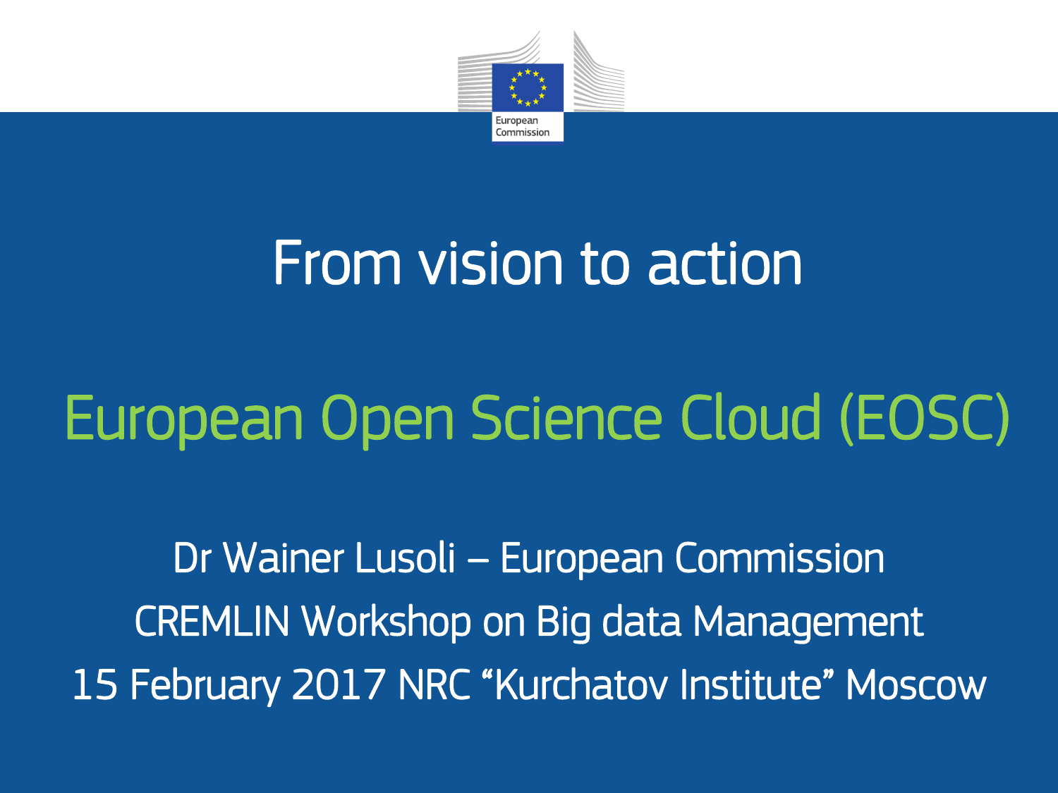European Commission

# From vision to action

## European Open Science Cloud (EOSC)

Dr Wainer Lusoli – European Commission

CREMLIN Workshop on Big data Management

15 February 2017 NRC “Kurchatov Institute” Moscow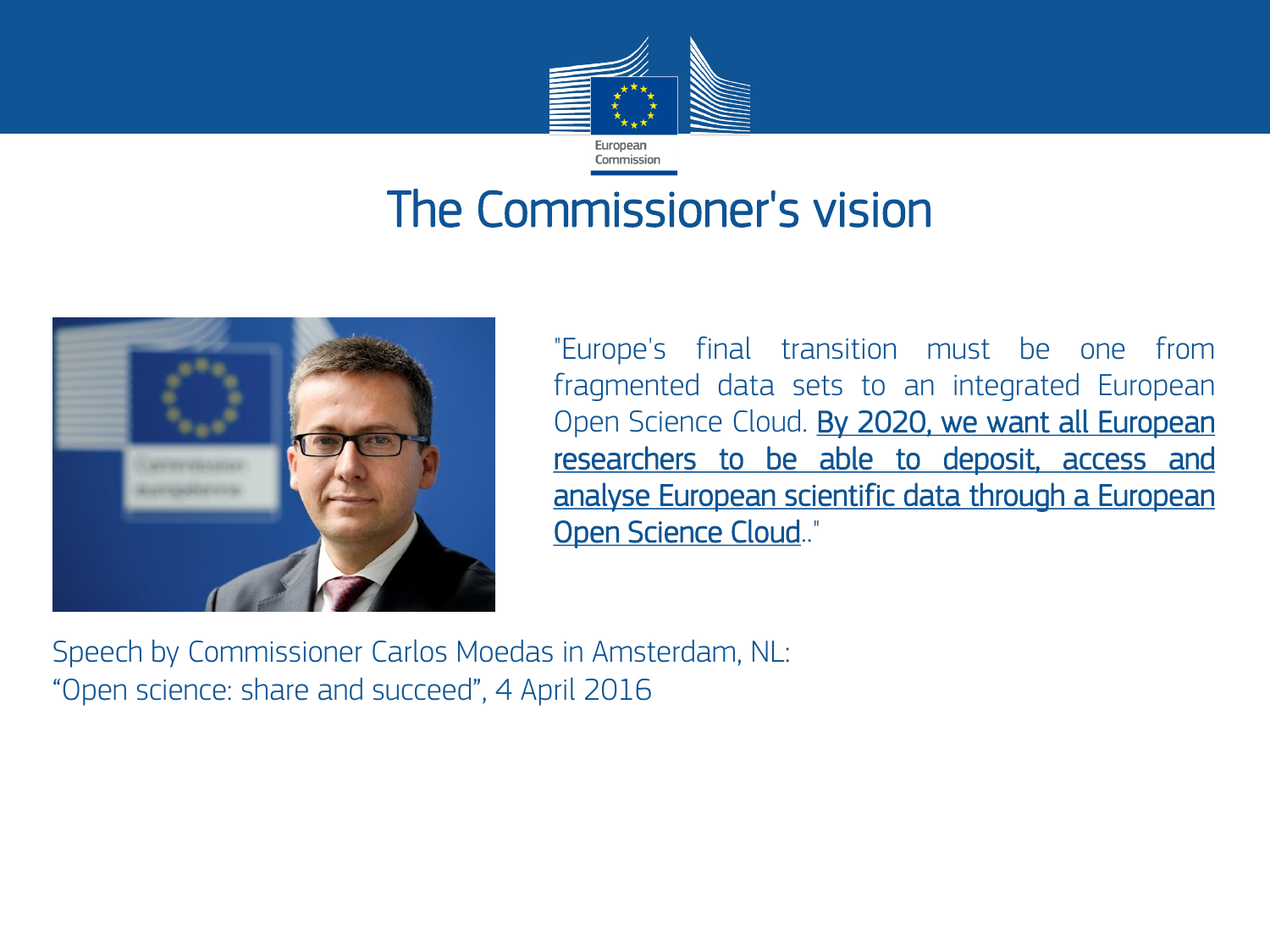# The Commissioner's vision

"Europe's final transition must be one from fragmented data sets to an integrated European Open Science Cloud. By 2020, we want all European researchers to be able to deposit, access and analyse European scientific data through a European Open Science Cloud.."

Speech by Commissioner Carlos Moedas in Amsterdam, NL:
"Open science: share and succeed", 4 April 2016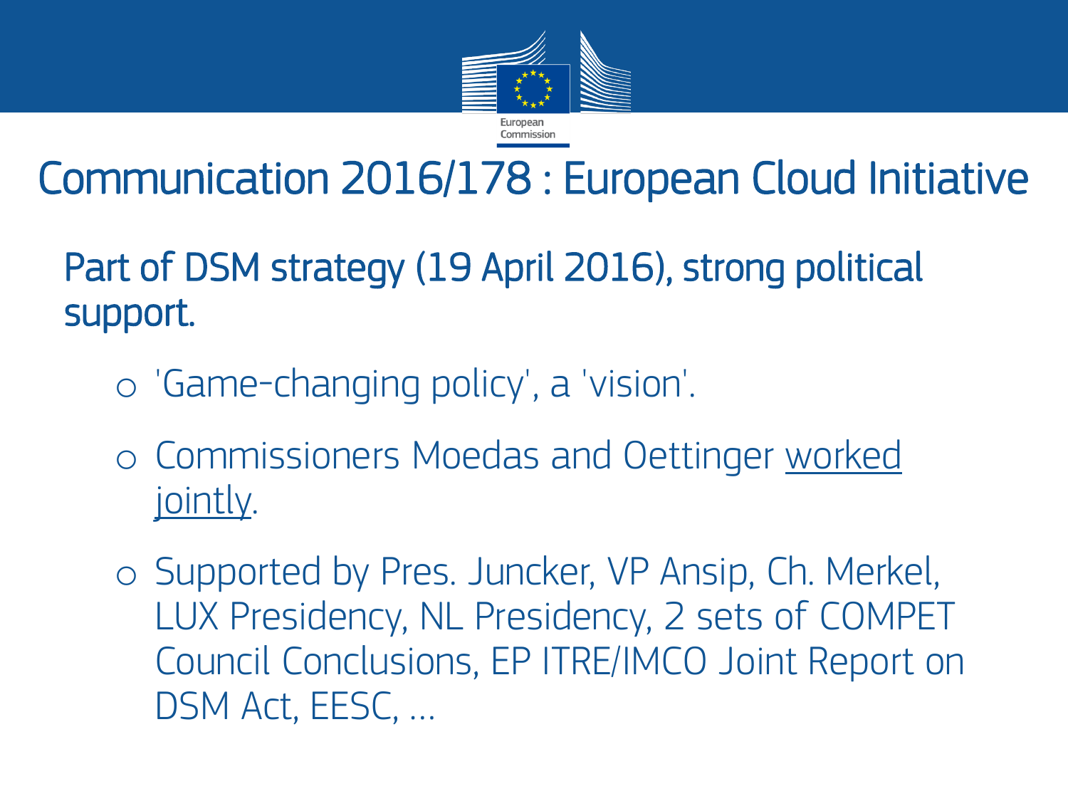# Communication 2016/178 : European Cloud Initiative

Part of DSM strategy (19 April 2016), strong political support.

- 'Game-changing policy', a 'vision'.
- Commissioners Moedas and Oettinger worked jointly.
- Supported by Pres. Juncker, VP Ansip, Ch. Merkel, LUX Presidency, NL Presidency, 2 sets of COMPET Council Conclusions, EP ITRE/IMCO Joint Report on DSM Act, EESC, ...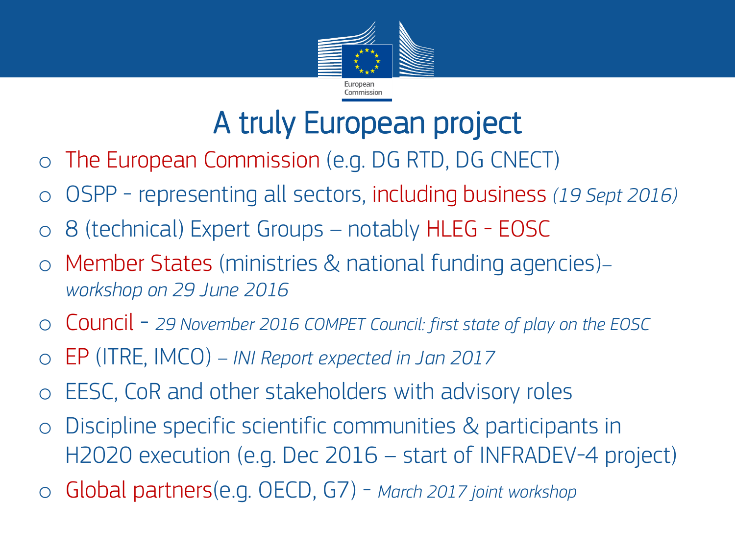# A truly European project

- The European Commission (e.g. DG RTD, DG CNECT)
- OSPP - representing all sectors, including business *(19 Sept 2016)*
- 8 (technical) Expert Groups – notably HLEG - EOSC
- Member States (ministries & national funding agencies)– *workshop on 29 June 2016*
- Council - *29 November 2016 COMPET Council: first state of play on the EOSC*
- EP (ITRE, IMCO) – *INI Report expected in Jan 2017*
- EESC, CoR and other stakeholders with advisory roles
- Discipline specific scientific communities & participants in H2020 execution (e.g. Dec 2016 – start of INFRADEV-4 project)
- Global partners(e.g. OECD, G7) - *March 2017 joint workshop*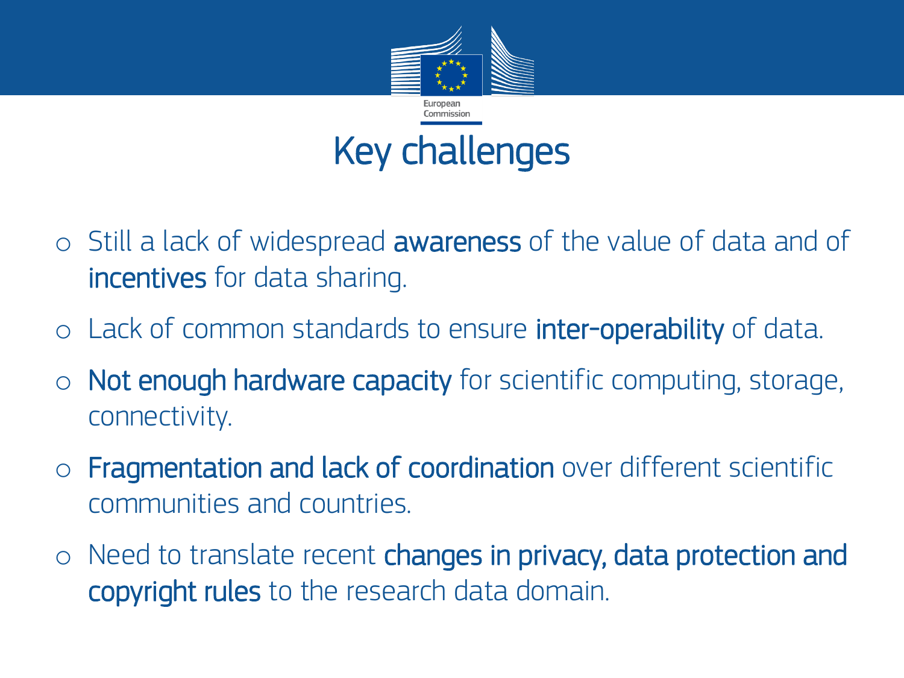# Key challenges

- Still a lack of widespread **awareness** of the value of data and of **incentives** for data sharing.
- Lack of common standards to ensure **inter-operability** of data.
- **Not enough hardware capacity** for scientific computing, storage, connectivity.
- **Fragmentation and lack of coordination** over different scientific communities and countries.
- Need to translate recent **changes in privacy, data protection and copyright rules** to the research data domain.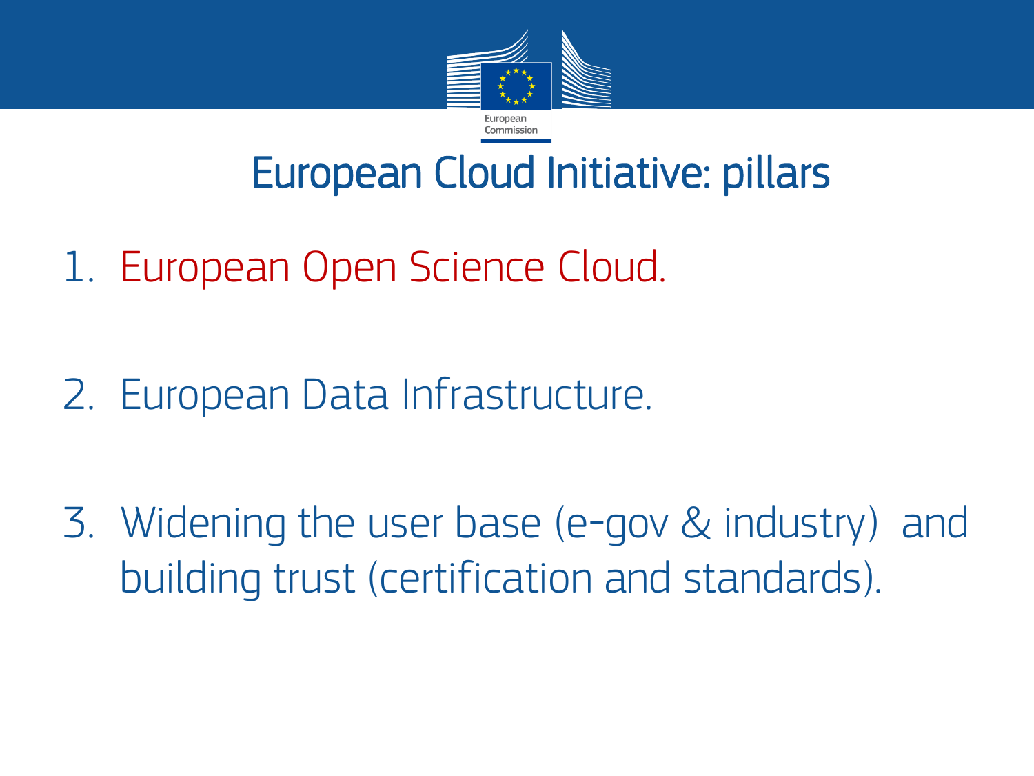# European Cloud Initiative: pillars

1. European Open Science Cloud.

2. European Data Infrastructure.

3. Widening the user base (e-gov & industry) and building trust (certification and standards).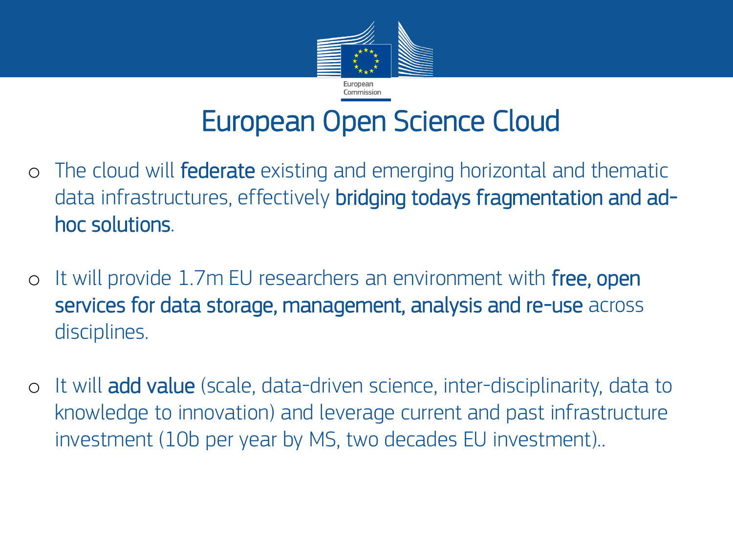# European Open Science Cloud

- The cloud will **federate** existing and emerging horizontal and thematic data infrastructures, effectively **bridging todays fragmentation and ad-hoc solutions**.

- It will provide 1.7m EU researchers an environment with **free, open services for data storage, management, analysis and re-use** across disciplines.

- It will **add value** (scale, data-driven science, inter-disciplinarity, data to knowledge to innovation) and leverage current and past infrastructure investment (10b per year by MS, two decades EU investment)..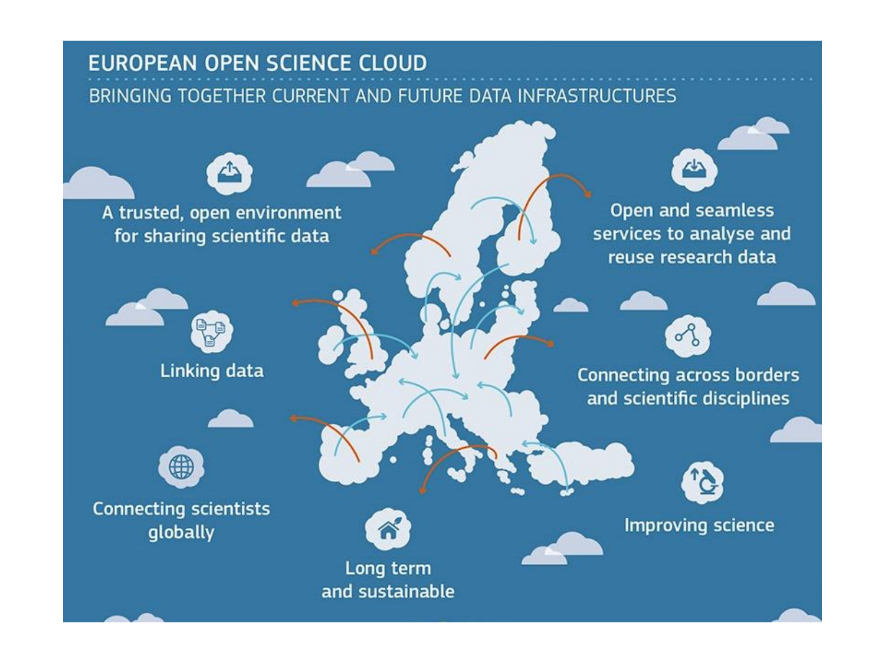# EUROPEAN OPEN SCIENCE CLOUD

## BRINGING TOGETHER CURRENT AND FUTURE DATA INFRASTRUCTURES

A trusted, open environment for sharing scientific data

Open and seamless services to analyse and reuse research data

Linking data

Connecting across borders and scientific disciplines

Connecting scientists globally

Long term and sustainable

Improving science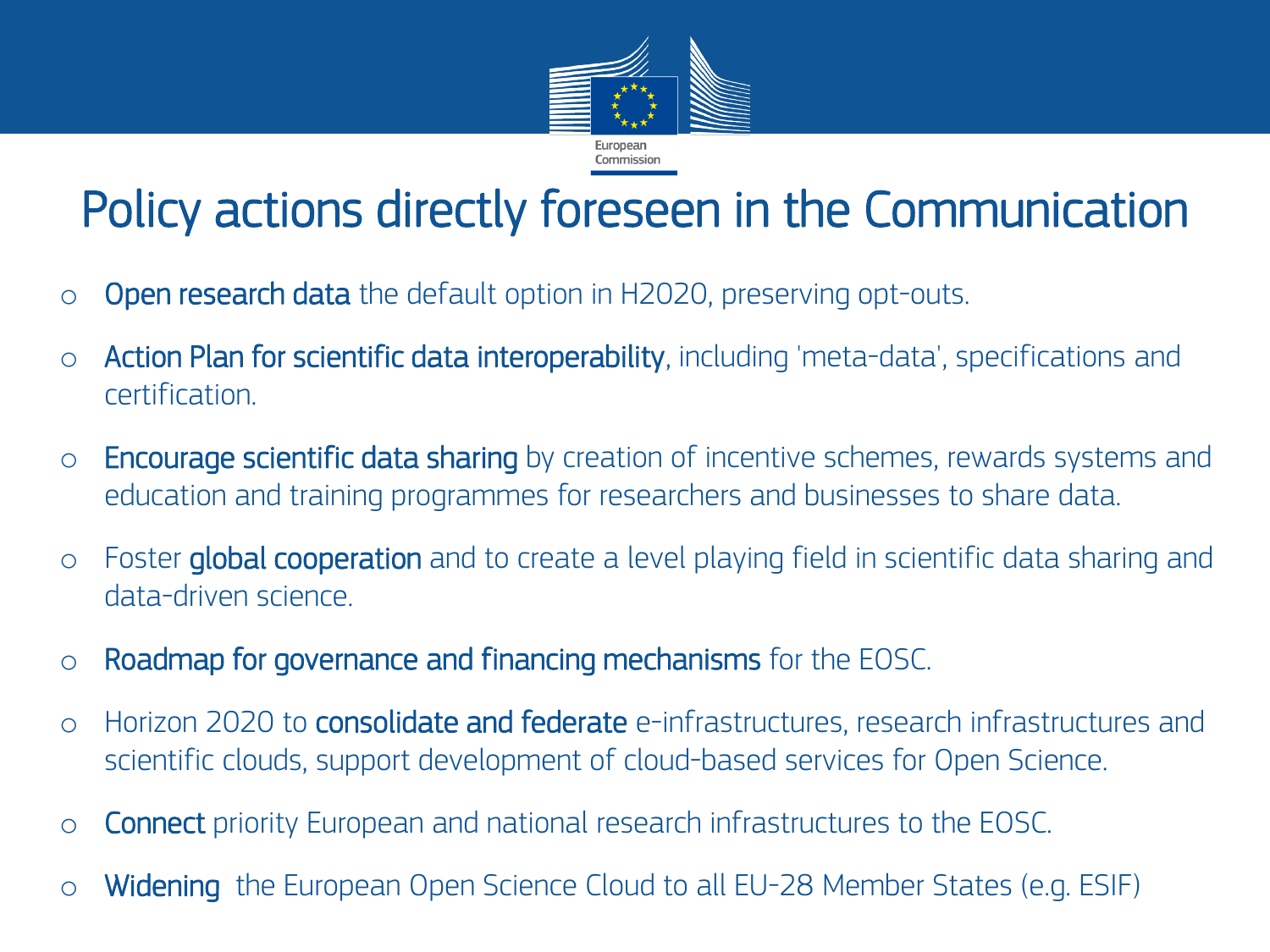# Policy actions directly foreseen in the Communication

- **Open research data** the default option in H2020, preserving opt-outs.
- **Action Plan for scientific data interoperability**, including 'meta-data', specifications and certification.
- **Encourage scientific data sharing** by creation of incentive schemes, rewards systems and education and training programmes for researchers and businesses to share data.
- Foster **global cooperation** and to create a level playing field in scientific data sharing and data-driven science.
- **Roadmap for governance and financing mechanisms** for the EOSC.
- Horizon 2020 to **consolidate and federate** e-infrastructures, research infrastructures and scientific clouds, support development of cloud-based services for Open Science.
- **Connect** priority European and national research infrastructures to the EOSC.
- **Widening** the European Open Science Cloud to all EU-28 Member States (e.g. ESIF)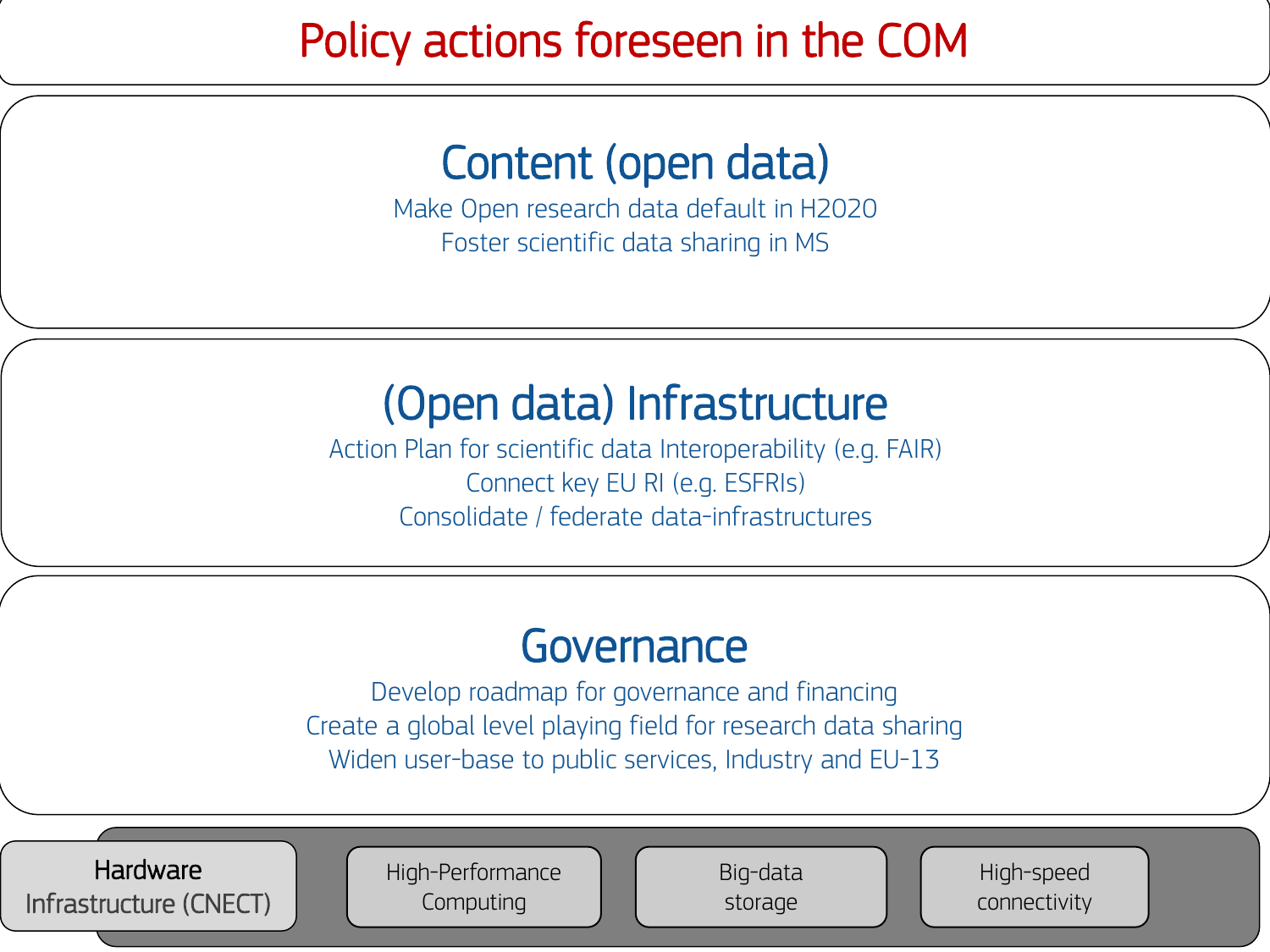# Policy actions foreseen in the COM

## Content (open data)

Make Open research data default in H2020

Foster scientific data sharing in MS

## (Open data) Infrastructure

Action Plan for scientific data Interoperability (e.g. FAIR)

Connect key EU RI (e.g. ESFRIs)

Consolidate / federate data-infrastructures

## Governance

Develop roadmap for governance and financing

Create a global level playing field for research data sharing

Widen user-base to public services, Industry and EU-13

**Hardware Infrastructure (CNECT)**

- High-Performance Computing
- Big-data storage
- High-speed connectivity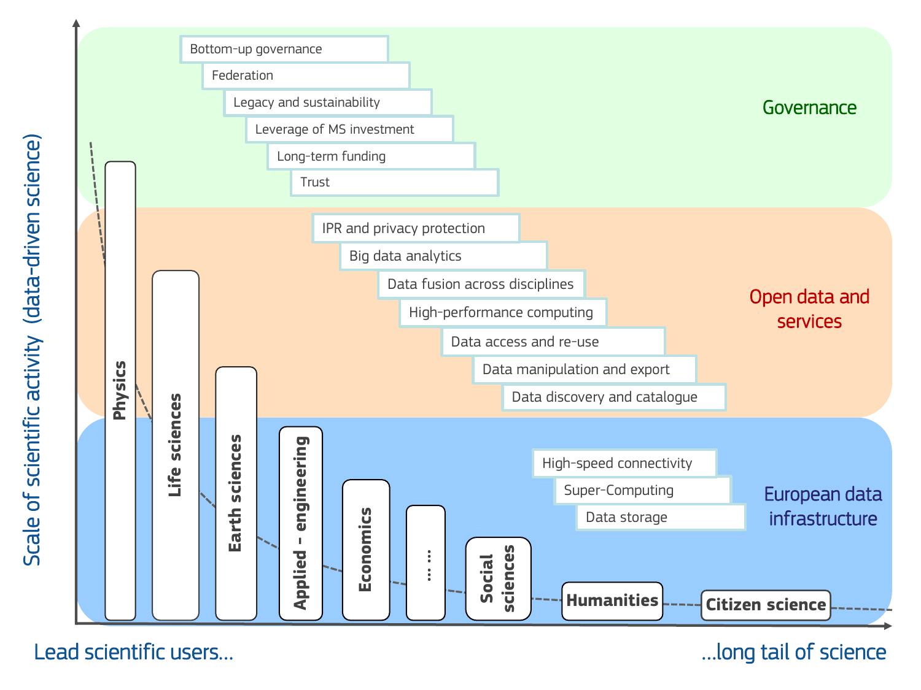Scale of scientific activity (data-driven science)

## Governance

- Bottom-up governance
- Federation
- Legacy and sustainability
- Leverage of MS investment
- Long-term funding
- Trust

## Open data and services

- IPR and privacy protection
- Big data analytics
- Data fusion across disciplines
- High-performance computing
- Data access and re-use
- Data manipulation and export
- Data discovery and catalogue

## European data infrastructure

- High-speed connectivity
- Super-Computing
- Data storage

**Physics** | **Life sciences** | **Earth sciences** | **Applied – engineering** | **Economics** | **… …** | **Social sciences** | **Humanities** | **Citizen science**

Lead scientific users… …long tail of science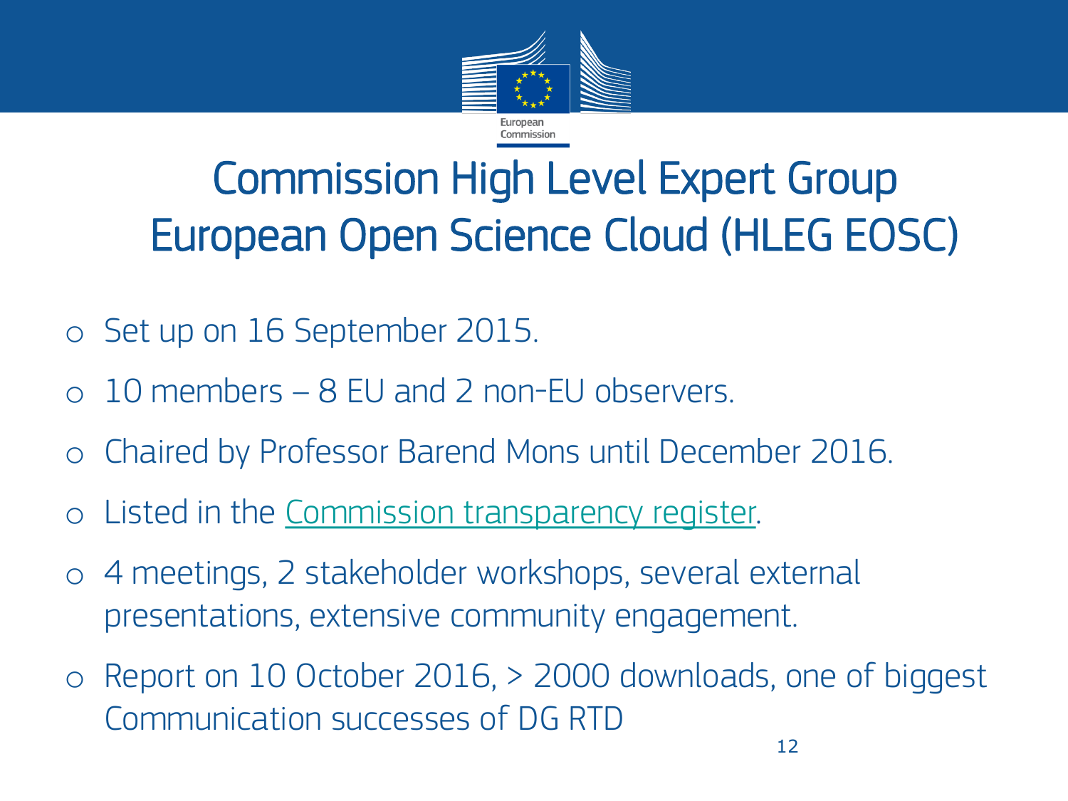# Commission High Level Expert Group European Open Science Cloud (HLEG EOSC)

- Set up on 16 September 2015.
- 10 members – 8 EU and 2 non-EU observers.
- Chaired by Professor Barend Mons until December 2016.
- Listed in the Commission transparency register.
- 4 meetings, 2 stakeholder workshops, several external presentations, extensive community engagement.
- Report on 10 October 2016, > 2000 downloads, one of biggest Communication successes of DG RTD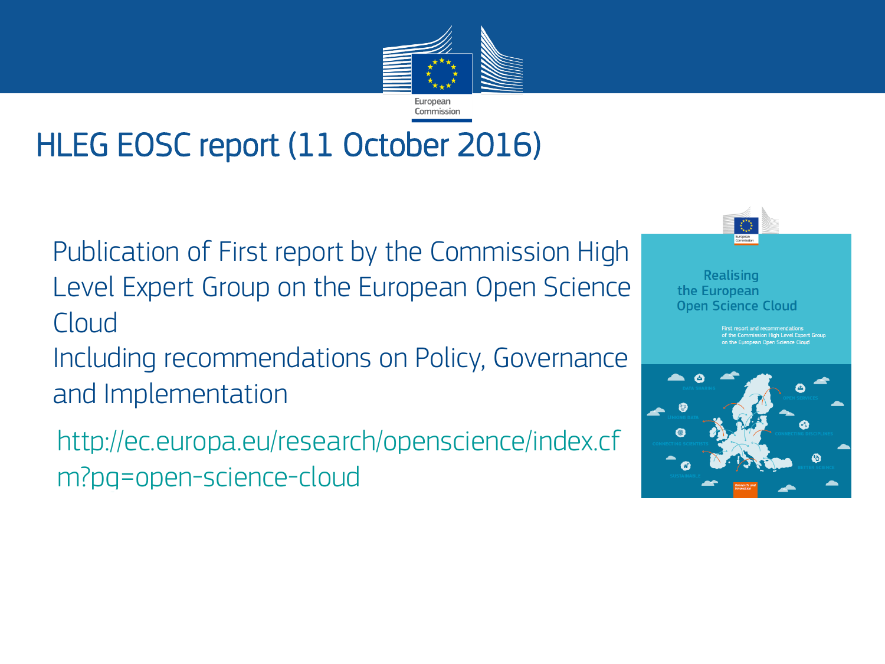# HLEG EOSC report (11 October 2016)

Publication of First report by the Commission High Level Expert Group on the European Open Science Cloud

Including recommendations on Policy, Governance and Implementation

http://ec.europa.eu/research/openscience/index.cfm?pg=open-science-cloud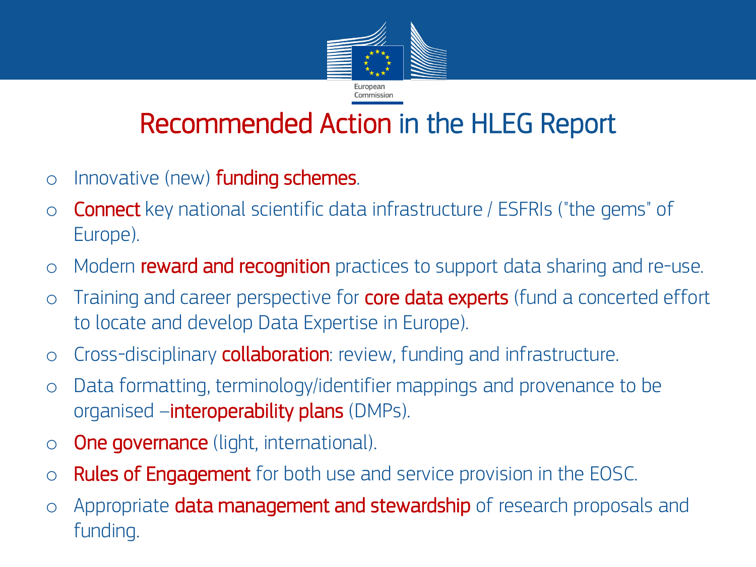# Recommended Action in the HLEG Report

- Innovative (new) funding schemes.
- Connect key national scientific data infrastructure / ESFRIs ("the gems" of Europe).
- Modern reward and recognition practices to support data sharing and re-use.
- Training and career perspective for core data experts (fund a concerted effort to locate and develop Data Expertise in Europe).
- Cross-disciplinary collaboration: review, funding and infrastructure.
- Data formatting, terminology/identifier mappings and provenance to be organised –interoperability plans (DMPs).
- One governance (light, international).
- Rules of Engagement for both use and service provision in the EOSC.
- Appropriate data management and stewardship of research proposals and funding.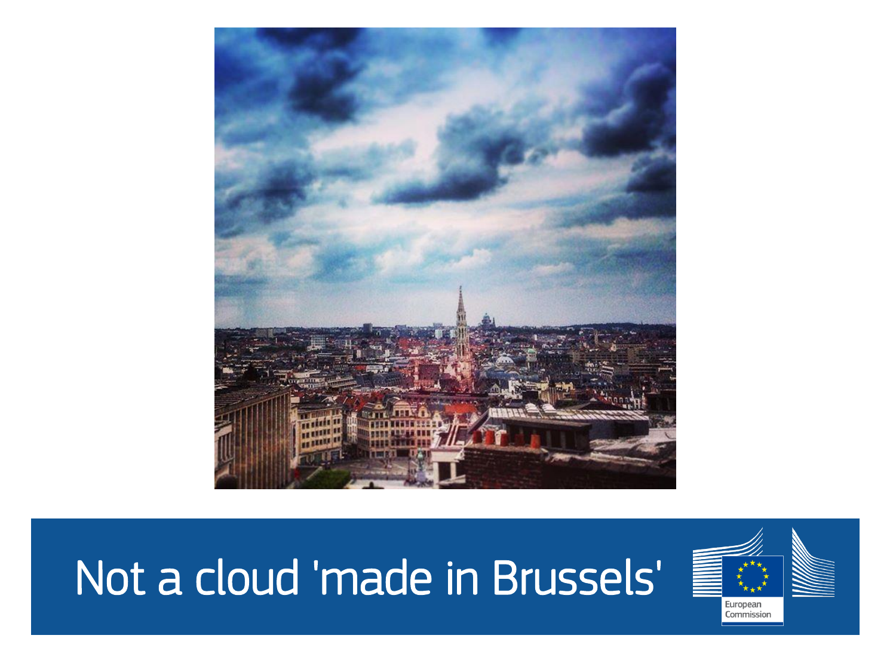Not a cloud 'made in Brussels'

European Commission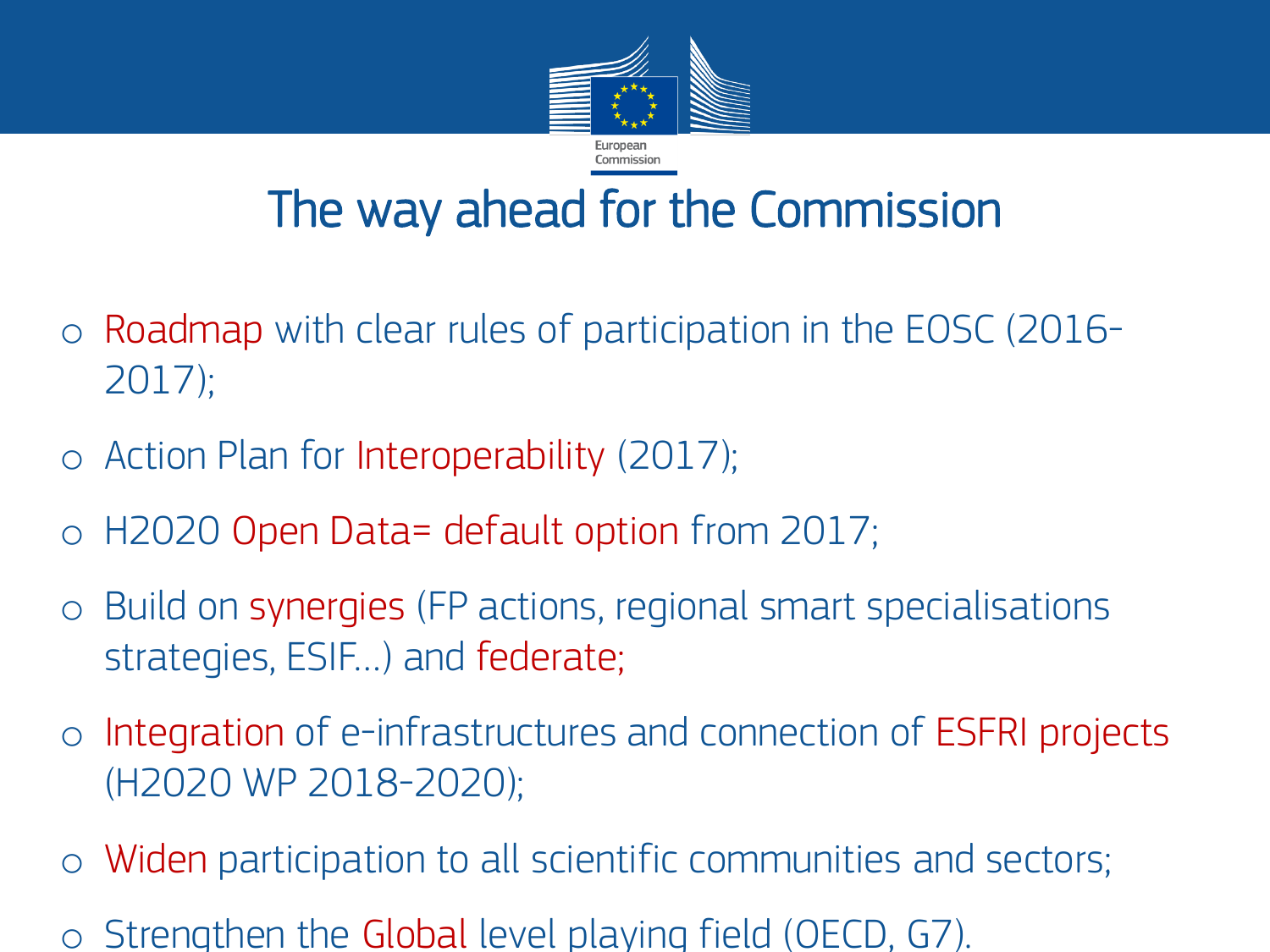# The way ahead for the Commission

- Roadmap with clear rules of participation in the EOSC (2016-2017);
- Action Plan for Interoperability (2017);
- H2020 Open Data= default option from 2017;
- Build on synergies (FP actions, regional smart specialisations strategies, ESIF…) and federate;
- Integration of e-infrastructures and connection of ESFRI projects (H2020 WP 2018-2020);
- Widen participation to all scientific communities and sectors;
- Strengthen the Global level playing field (OECD, G7).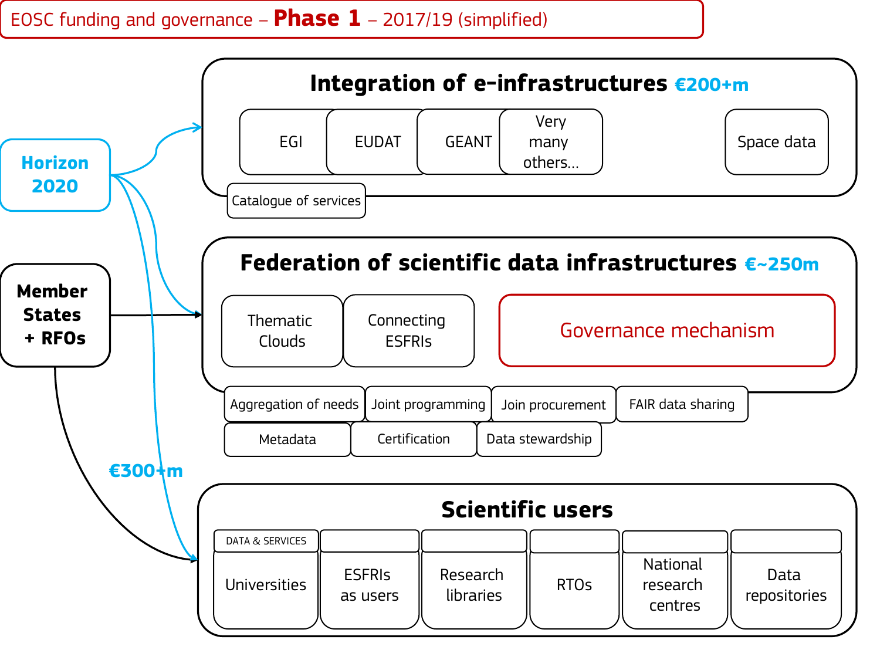# EOSC funding and governance – **Phase 1** – 2017/19 (simplified)

**Horizon 2020**

**Member States + RFOs**

**€300+m**

## Integration of e-infrastructures €200+m

- EGI
- EUDAT
- GEANT
- Very many others...
- Space data

Catalogue of services

## Federation of scientific data infrastructures €~250m

- Thematic Clouds
- Connecting ESFRIs
- Governance mechanism

Aggregation of needs | Joint programming | Join procurement | FAIR data sharing | Metadata | Certification | Data stewardship

## Scientific users

DATA & SERVICES

- Universities
- ESFRIs as users
- Research libraries
- RTOs
- National research centres
- Data repositories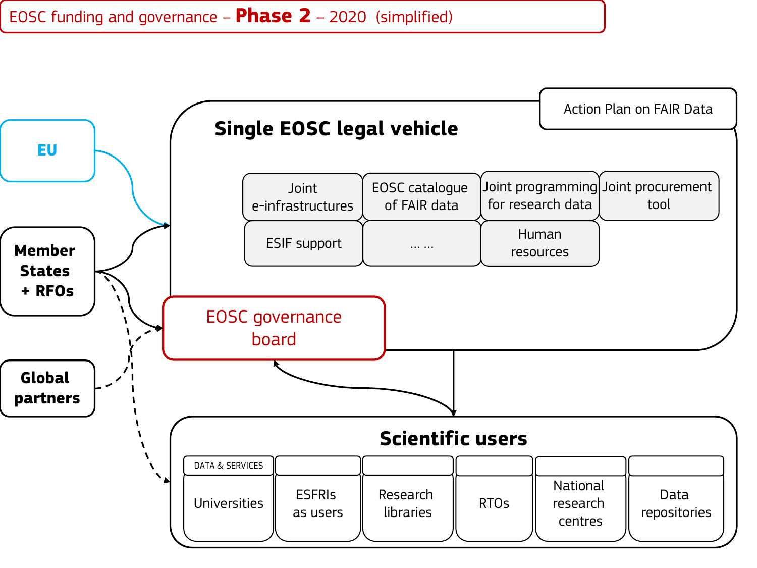EOSC funding and governance – **Phase 2** – 2020 (simplified)

**EU**

**Member States + RFOs**

**Global partners**

Action Plan on FAIR Data

## Single EOSC legal vehicle

- Joint e-infrastructures
- EOSC catalogue of FAIR data
- Joint programming for research data
- Joint procurement tool
- ESIF support
- … …
- Human resources

EOSC governance board

## Scientific users

DATA & SERVICES

- Universities
- ESFRIs as users
- Research libraries
- RTOs
- National research centres
- Data repositories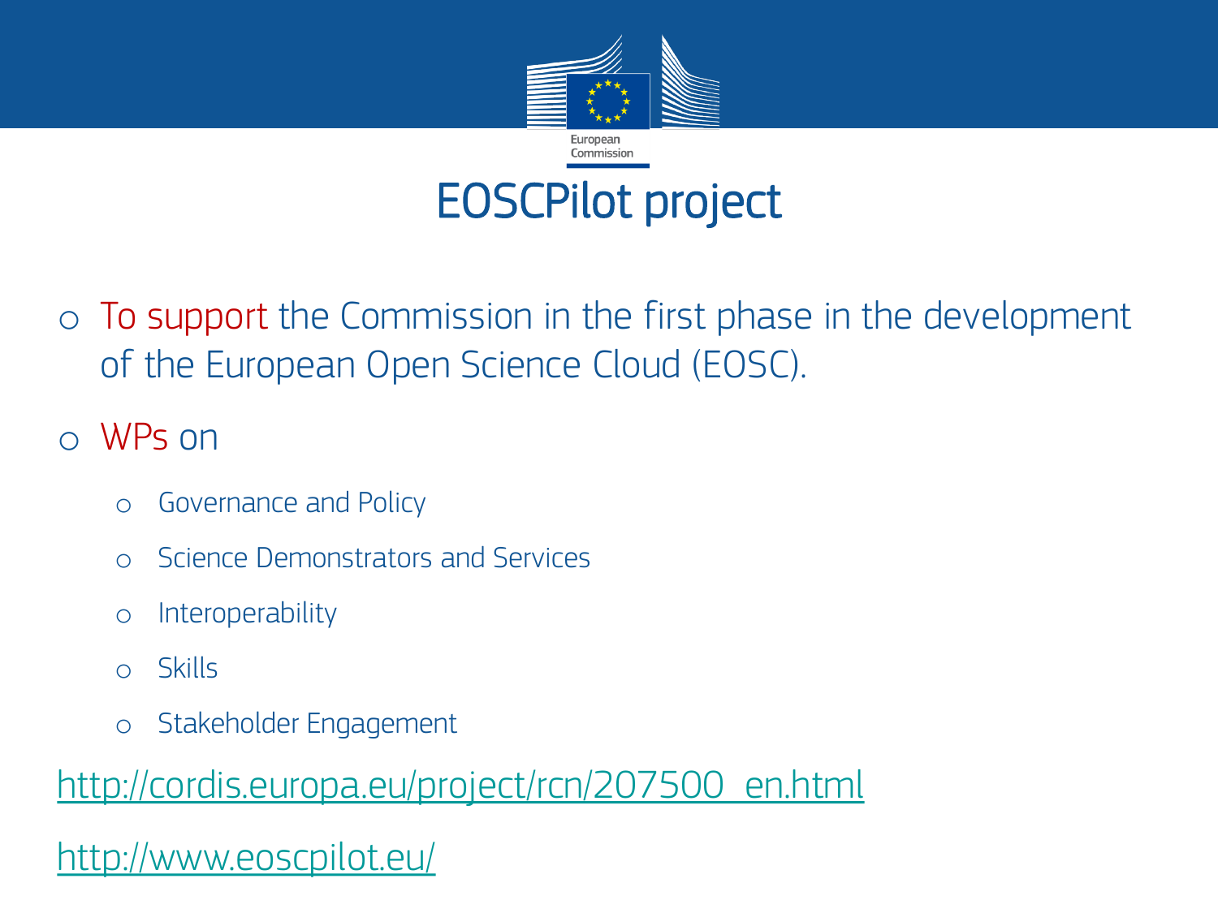# EOSCPilot project

- To support the Commission in the first phase in the development of the European Open Science Cloud (EOSC).
- WPs on
  - Governance and Policy
  - Science Demonstrators and Services
  - Interoperability
  - Skills
  - Stakeholder Engagement

http://cordis.europa.eu/project/rcn/207500_en.html

http://www.eoscpilot.eu/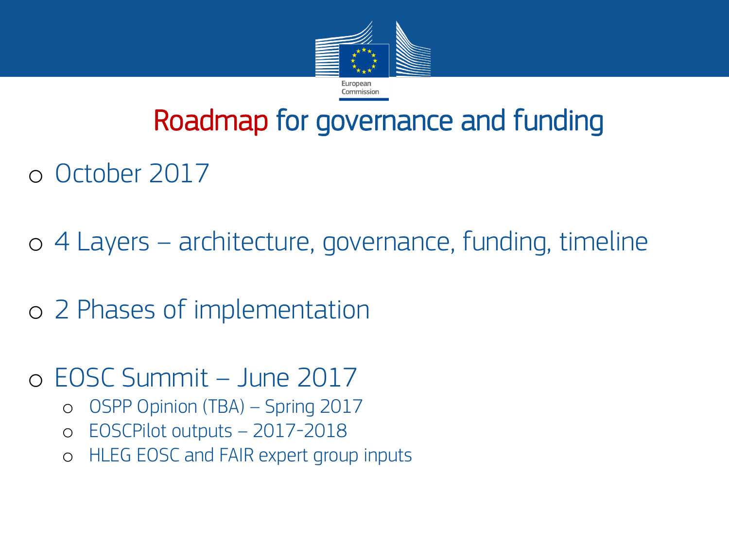# Roadmap for governance and funding

- October 2017
- 4 Layers – architecture, governance, funding, timeline
- 2 Phases of implementation
- EOSC Summit – June 2017
  - OSPP Opinion (TBA) – Spring 2017
  - EOSCPilot outputs – 2017-2018
  - HLEG EOSC and FAIR expert group inputs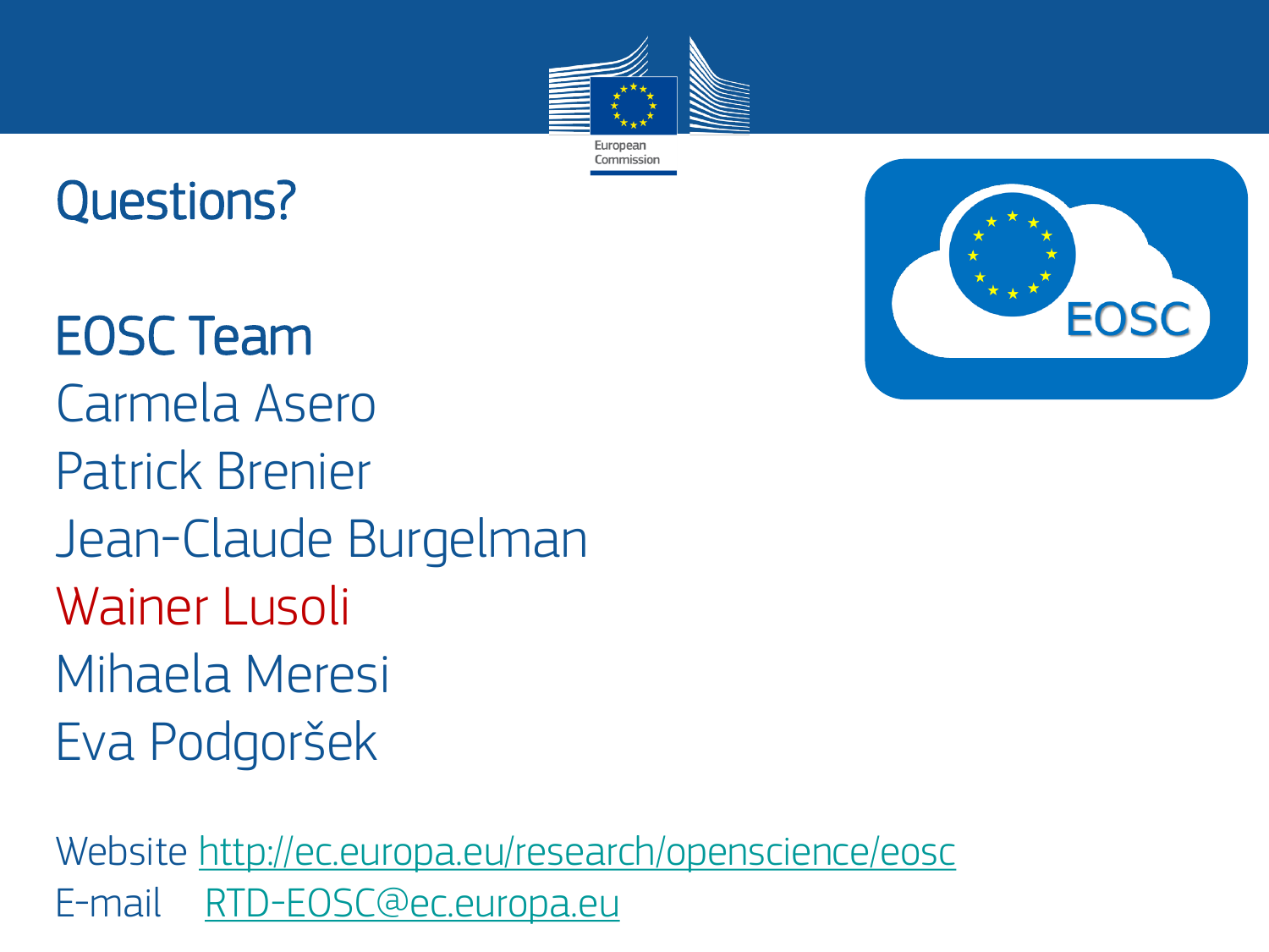# Questions?

## EOSC Team

Carmela Asero

Patrick Brenier

Jean-Claude Burgelman

Wainer Lusoli

Mihaela Meresi

Eva Podgoršek

Website http://ec.europa.eu/research/openscience/eosc

E-mail RTD-EOSC@ec.europa.eu